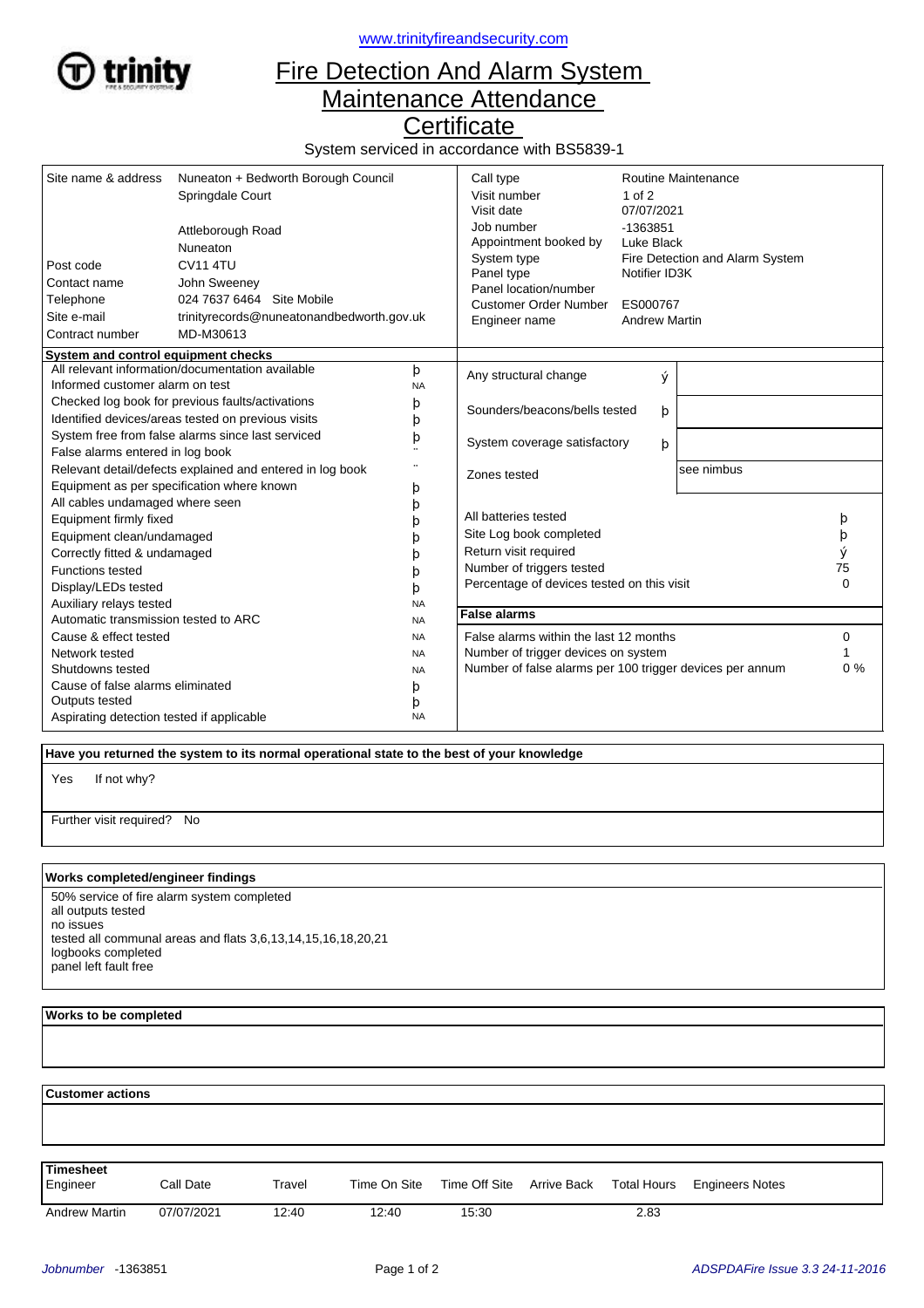www.trinityfireandsecurity.com

# Fire Detection And Alarm System Maintenance Attendance Certificate

System serviced in accordance with BS5839-1

| | |
|---|---|
| Site name & address | Nuneaton + Bedworth Borough Council<br>Springdale Court<br><br>Attleborough Road<br>Nuneaton |
| Post code | CV11 4TU |
| Contact name | John Sweeney |
| Telephone | 024 7637 6464 Site Mobile |
| Site e-mail | trinityrecords@nuneatonandbedworth.gov.uk |
| Contract number | MD-M30613 |

| | |
|---|---|
| Call type | Routine Maintenance |
| Visit number | 1 of 2 |
| Visit date | 07/07/2021 |
| Job number | -1363851 |
| Appointment booked by | Luke Black |
| System type | Fire Detection and Alarm System |
| Panel type | Notifier ID3K |
| Panel location/number | |
| Customer Order Number | ES000767 |
| Engineer name | Andrew Martin |

## System and control equipment checks

| | |
|---|---|
| All relevant information/documentation available | þ |
| Informed customer alarm on test | NA |
| Checked log book for previous faults/activations | þ |
| Identified devices/areas tested on previous visits | þ |
| System free from false alarms since last serviced | þ |
| False alarms entered in log book | ¨ |
| Relevant detail/defects explained and entered in log book | ¨ |
| Equipment as per specification where known | þ |
| All cables undamaged where seen | þ |
| Equipment firmly fixed | þ |
| Equipment clean/undamaged | þ |
| Correctly fitted & undamaged | þ |
| Functions tested | þ |
| Display/LEDs tested | þ |
| Auxiliary relays tested | NA |
| Automatic transmission tested to ARC | NA |
| Cause & effect tested | NA |
| Network tested | NA |
| Shutdowns tested | NA |
| Cause of false alarms eliminated | þ |
| Outputs tested | þ |
| Aspirating detection tested if applicable | NA |

| | | |
|---|---|---|
| Any structural change | ý | |
| Sounders/beacons/bells tested | þ | |
| System coverage satisfactory | þ | |
| Zones tested | | see nimbus |

| | |
|---|---|
| All batteries tested | þ |
| Site Log book completed | þ |
| Return visit required | ý |
| Number of triggers tested | 75 |
| Percentage of devices tested on this visit | 0 |

## False alarms

| | |
|---|---|
| False alarms within the last 12 months | 0 |
| Number of trigger devices on system | 1 |
| Number of false alarms per 100 trigger devices per annum | 0 % |

## Have you returned the system to its normal operational state to the best of your knowledge

Yes    If not why?

Further visit required? No

## Works completed/engineer findings

50% service of fire alarm system completed
all outputs tested
no issues
tested all communal areas and flats 3,6,13,14,15,16,18,20,21
logbooks completed
panel left fault free

## Works to be completed

## Customer actions

## Timesheet

| Engineer | Call Date | Travel | Time On Site | Time Off Site | Arrive Back | Total Hours | Engineers Notes |
|---|---|---|---|---|---|---|---|
| Andrew Martin | 07/07/2021 | 12:40 | 12:40 | 15:30 | | 2.83 | |

*Jobnumber* -1363851

*ADSPDAFire Issue 3.3 24-11-2016*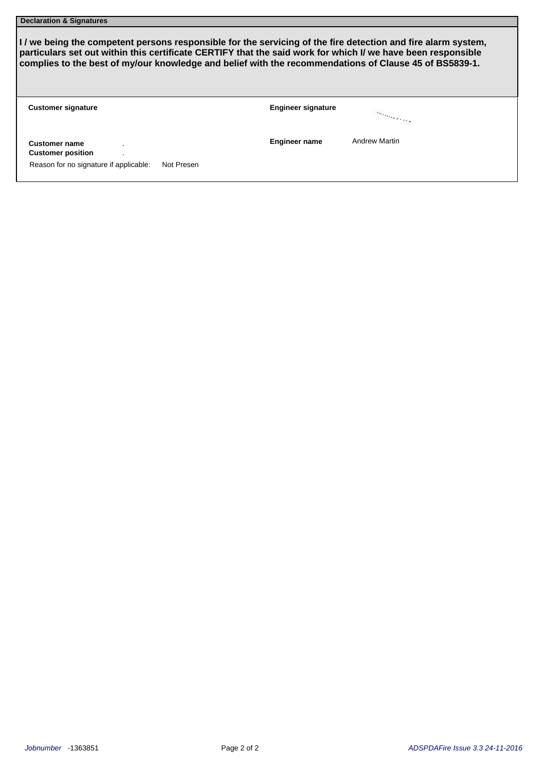## Declaration & Signatures

**I / we being the competent persons responsible for the servicing of the fire detection and fire alarm system, particulars set out within this certificate CERTIFY that the said work for which I/ we have been responsible complies to the best of my/our knowledge and belief with the recommendations of Clause 45 of BS5839-1.**

| | | | |
|---|---|---|---|
| **Customer signature** | | **Engineer signature** | |
| **Customer name** | . | **Engineer name** | Andrew Martin |
| **Customer position** | . | | |
| Reason for no signature if applicable: | Not Presen | | |

*Jobnumber* -1363851

*ADSPDAFire Issue 3.3 24-11-2016*